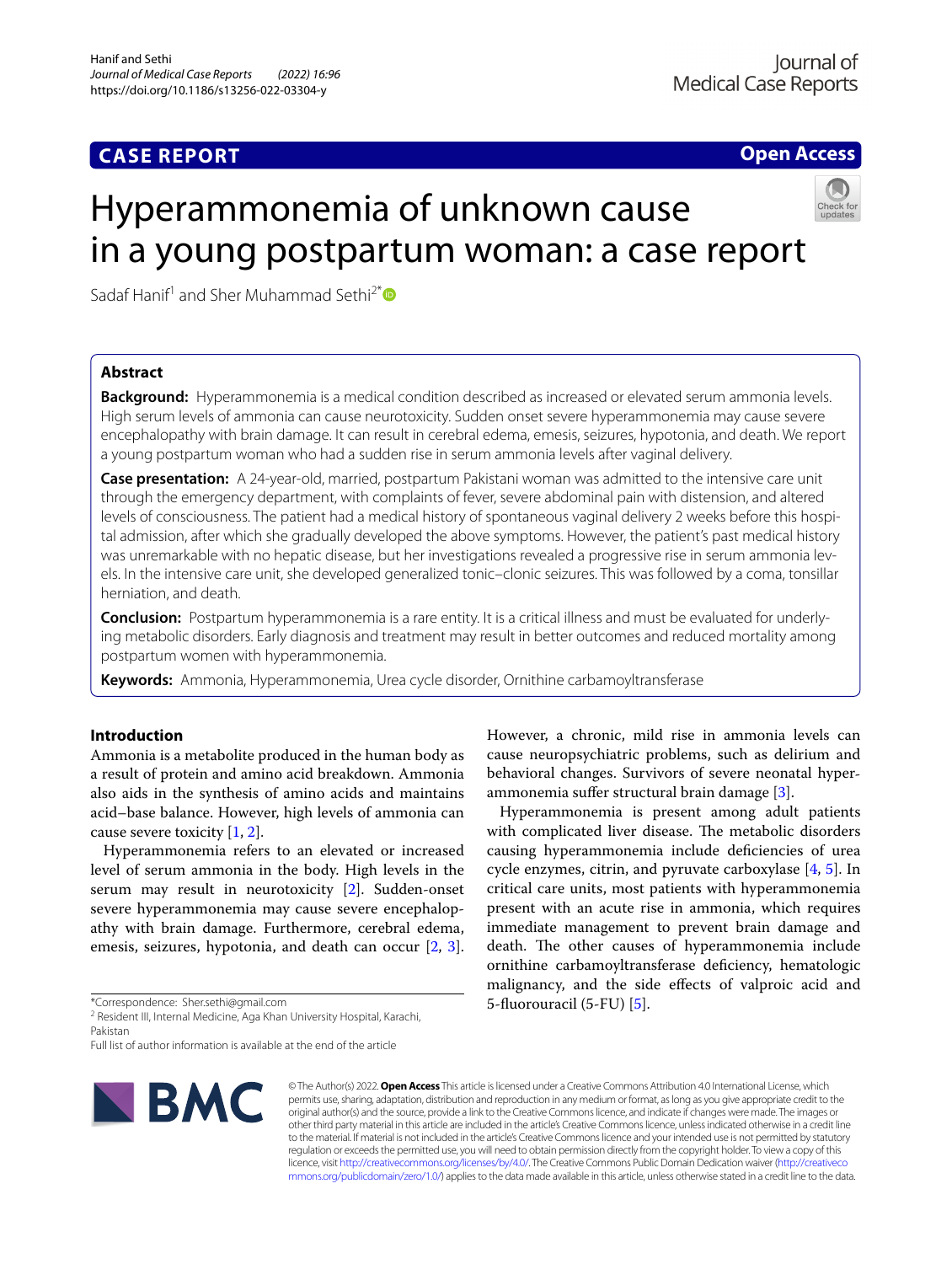CASE REPORT

Open Access

# Hyperammonemia of unknown cause in a young postpartum woman: a case report

Sadaf Hanif[1] and Sher Muhammad Sethi[2*]

## Abstract

**Background:** Hyperammonemia is a medical condition described as increased or elevated serum ammonia levels. High serum levels of ammonia can cause neurotoxicity. Sudden onset severe hyperammonemia may cause severe encephalopathy with brain damage. It can result in cerebral edema, emesis, seizures, hypotonia, and death. We report a young postpartum woman who had a sudden rise in serum ammonia levels after vaginal delivery.

**Case presentation:** A 24-year-old, married, postpartum Pakistani woman was admitted to the intensive care unit through the emergency department, with complaints of fever, severe abdominal pain with distension, and altered levels of consciousness. The patient had a medical history of spontaneous vaginal delivery 2 weeks before this hospital admission, after which she gradually developed the above symptoms. However, the patient's past medical history was unremarkable with no hepatic disease, but her investigations revealed a progressive rise in serum ammonia levels. In the intensive care unit, she developed generalized tonic–clonic seizures. This was followed by a coma, tonsillar herniation, and death.

**Conclusion:** Postpartum hyperammonemia is a rare entity. It is a critical illness and must be evaluated for underlying metabolic disorders. Early diagnosis and treatment may result in better outcomes and reduced mortality among postpartum women with hyperammonemia.

**Keywords:** Ammonia, Hyperammonemia, Urea cycle disorder, Ornithine carbamoyltransferase

## Introduction

Ammonia is a metabolite produced in the human body as a result of protein and amino acid breakdown. Ammonia also aids in the synthesis of amino acids and maintains acid–base balance. However, high levels of ammonia can cause severe toxicity [1, 2].

Hyperammonemia refers to an elevated or increased level of serum ammonia in the body. High levels in the serum may result in neurotoxicity [2]. Sudden-onset severe hyperammonemia may cause severe encephalopathy with brain damage. Furthermore, cerebral edema, emesis, seizures, hypotonia, and death can occur [2, 3]. However, a chronic, mild rise in ammonia levels can cause neuropsychiatric problems, such as delirium and behavioral changes. Survivors of severe neonatal hyperammonemia suffer structural brain damage [3].

Hyperammonemia is present among adult patients with complicated liver disease. The metabolic disorders causing hyperammonemia include deficiencies of urea cycle enzymes, citrin, and pyruvate carboxylase [4, 5]. In critical care units, most patients with hyperammonemia present with an acute rise in ammonia, which requires immediate management to prevent brain damage and death. The other causes of hyperammonemia include ornithine carbamoyltransferase deficiency, hematologic malignancy, and the side effects of valproic acid and 5-fluorouracil (5-FU) [5].

*Correspondence: Sher.sethi@gmail.com
[2] Resident III, Internal Medicine, Aga Khan University Hospital, Karachi, Pakistan
Full list of author information is available at the end of the article

© The Author(s) 2022. **Open Access** This article is licensed under a Creative Commons Attribution 4.0 International License, which permits use, sharing, adaptation, distribution and reproduction in any medium or format, as long as you give appropriate credit to the original author(s) and the source, provide a link to the Creative Commons licence, and indicate if changes were made. The images or other third party material in this article are included in the article's Creative Commons licence, unless indicated otherwise in a credit line to the material. If material is not included in the article's Creative Commons licence and your intended use is not permitted by statutory regulation or exceeds the permitted use, you will need to obtain permission directly from the copyright holder. To view a copy of this licence, visit http://creativecommons.org/licenses/by/4.0/. The Creative Commons Public Domain Dedication waiver (http://creativecommons.org/publicdomain/zero/1.0/) applies to the data made available in this article, unless otherwise stated in a credit line to the data.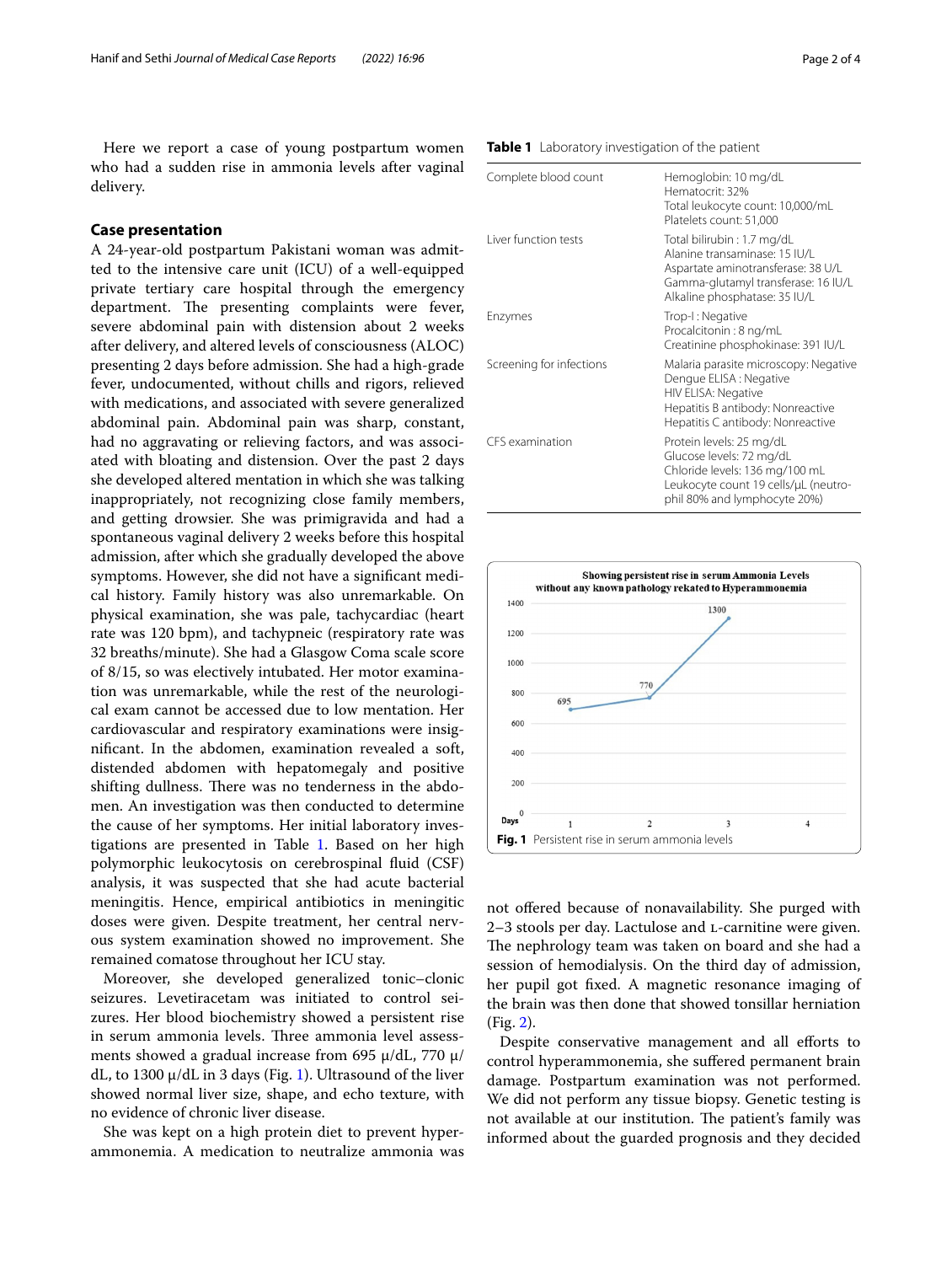Here we report a case of young postpartum women who had a sudden rise in ammonia levels after vaginal delivery.

## Case presentation

A 24-year-old postpartum Pakistani woman was admitted to the intensive care unit (ICU) of a well-equipped private tertiary care hospital through the emergency department. The presenting complaints were fever, severe abdominal pain with distension about 2 weeks after delivery, and altered levels of consciousness (ALOC) presenting 2 days before admission. She had a high-grade fever, undocumented, without chills and rigors, relieved with medications, and associated with severe generalized abdominal pain. Abdominal pain was sharp, constant, had no aggravating or relieving factors, and was associated with bloating and distension. Over the past 2 days she developed altered mentation in which she was talking inappropriately, not recognizing close family members, and getting drowsier. She was primigravida and had a spontaneous vaginal delivery 2 weeks before this hospital admission, after which she gradually developed the above symptoms. However, she did not have a significant medical history. Family history was also unremarkable. On physical examination, she was pale, tachycardiac (heart rate was 120 bpm), and tachypneic (respiratory rate was 32 breaths/minute). She had a Glasgow Coma scale score of 8/15, so was electively intubated. Her motor examination was unremarkable, while the rest of the neurological exam cannot be accessed due to low mentation. Her cardiovascular and respiratory examinations were insignificant. In the abdomen, examination revealed a soft, distended abdomen with hepatomegaly and positive shifting dullness. There was no tenderness in the abdomen. An investigation was then conducted to determine the cause of her symptoms. Her initial laboratory investigations are presented in Table 1. Based on her high polymorphic leukocytosis on cerebrospinal fluid (CSF) analysis, it was suspected that she had acute bacterial meningitis. Hence, empirical antibiotics in meningitic doses were given. Despite treatment, her central nervous system examination showed no improvement. She remained comatose throughout her ICU stay.

Moreover, she developed generalized tonic–clonic seizures. Levetiracetam was initiated to control seizures. Her blood biochemistry showed a persistent rise in serum ammonia levels. Three ammonia level assessments showed a gradual increase from 695 μ/dL, 770 μ/dL, to 1300 μ/dL in 3 days (Fig. 1). Ultrasound of the liver showed normal liver size, shape, and echo texture, with no evidence of chronic liver disease.

She was kept on a high protein diet to prevent hyperammonemia. A medication to neutralize ammonia was not offered because of nonavailability. She purged with 2–3 stools per day. Lactulose and L-carnitine were given. The nephrology team was taken on board and she had a session of hemodialysis. On the third day of admission, her pupil got fixed. A magnetic resonance imaging of the brain was then done that showed tonsillar herniation (Fig. 2).

Despite conservative management and all efforts to control hyperammonemia, she suffered permanent brain damage. Postpartum examination was not performed. We did not perform any tissue biopsy. Genetic testing is not available at our institution. The patient's family was informed about the guarded prognosis and they decided

**Table 1** Laboratory investigation of the patient

| | |
|---|---|
| Complete blood count | Hemoglobin: 10 mg/dL<br>Hematocrit: 32%<br>Total leukocyte count: 10,000/mL<br>Platelets count: 51,000 |
| Liver function tests | Total bilirubin : 1.7 mg/dL<br>Alanine transaminase: 15 IU/L<br>Aspartate aminotransferase: 38 U/L<br>Gamma-glutamyl transferase: 16 IU/L<br>Alkaline phosphatase: 35 IU/L |
| Enzymes | Trop-I : Negative<br>Procalcitonin : 8 ng/mL<br>Creatinine phosphokinase: 391 IU/L |
| Screening for infections | Malaria parasite microscopy: Negative<br>Dengue ELISA : Negative<br>HIV ELISA: Negative<br>Hepatitis B antibody: Nonreactive<br>Hepatitis C antibody: Nonreactive |
| CFS examination | Protein levels: 25 mg/dL<br>Glucose levels: 72 mg/dL<br>Chloride levels: 136 mg/100 mL<br>Leukocyte count 19 cells/μL (neutrophil 80% and lymphocyte 20%) |

**Fig. 1** Persistent rise in serum ammonia levels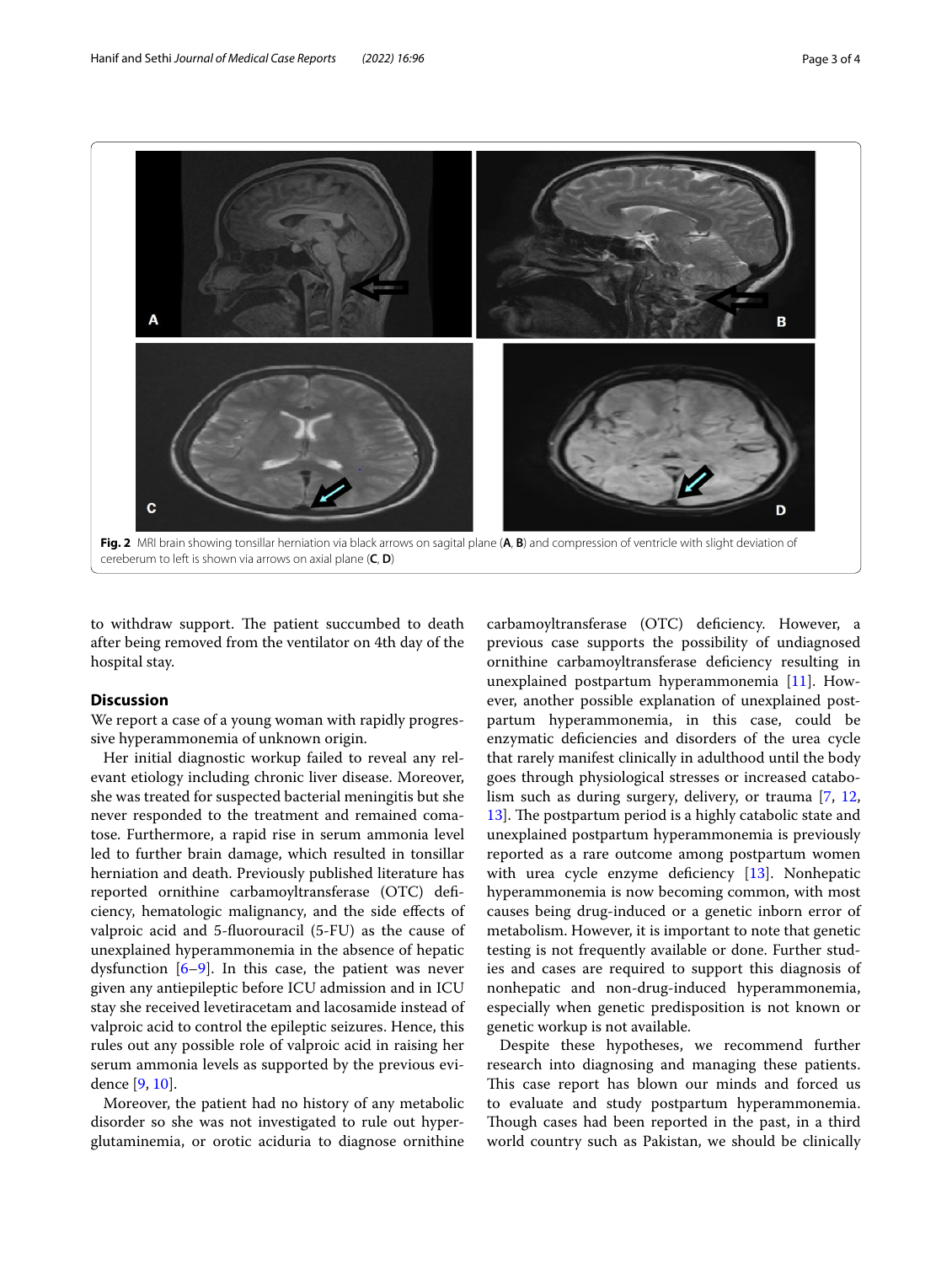Fig. 2 MRI brain showing tonsillar herniation via black arrows on sagital plane (**A**, **B**) and compression of ventricle with slight deviation of cereberum to left is shown via arrows on axial plane (**C**, **D**)

to withdraw support. The patient succumbed to death after being removed from the ventilator on 4th day of the hospital stay.

## Discussion

We report a case of a young woman with rapidly progressive hyperammonemia of unknown origin.

Her initial diagnostic workup failed to reveal any relevant etiology including chronic liver disease. Moreover, she was treated for suspected bacterial meningitis but she never responded to the treatment and remained comatose. Furthermore, a rapid rise in serum ammonia level led to further brain damage, which resulted in tonsillar herniation and death. Previously published literature has reported ornithine carbamoyltransferase (OTC) deficiency, hematologic malignancy, and the side effects of valproic acid and 5-fluorouracil (5-FU) as the cause of unexplained hyperammonemia in the absence of hepatic dysfunction [6–9]. In this case, the patient was never given any antiepileptic before ICU admission and in ICU stay she received levetiracetam and lacosamide instead of valproic acid to control the epileptic seizures. Hence, this rules out any possible role of valproic acid in raising her serum ammonia levels as supported by the previous evidence [9, 10].

Moreover, the patient had no history of any metabolic disorder so she was not investigated to rule out hyperglutaminemia, or orotic aciduria to diagnose ornithine carbamoyltransferase (OTC) deficiency. However, a previous case supports the possibility of undiagnosed ornithine carbamoyltransferase deficiency resulting in unexplained postpartum hyperammonemia [11]. However, another possible explanation of unexplained postpartum hyperammonemia, in this case, could be enzymatic deficiencies and disorders of the urea cycle that rarely manifest clinically in adulthood until the body goes through physiological stresses or increased catabolism such as during surgery, delivery, or trauma [7, 12, 13]. The postpartum period is a highly catabolic state and unexplained postpartum hyperammonemia is previously reported as a rare outcome among postpartum women with urea cycle enzyme deficiency [13]. Nonhepatic hyperammonemia is now becoming common, with most causes being drug-induced or a genetic inborn error of metabolism. However, it is important to note that genetic testing is not frequently available or done. Further studies and cases are required to support this diagnosis of nonhepatic and non-drug-induced hyperammonemia, especially when genetic predisposition is not known or genetic workup is not available.

Despite these hypotheses, we recommend further research into diagnosing and managing these patients. This case report has blown our minds and forced us to evaluate and study postpartum hyperammonemia. Though cases had been reported in the past, in a third world country such as Pakistan, we should be clinically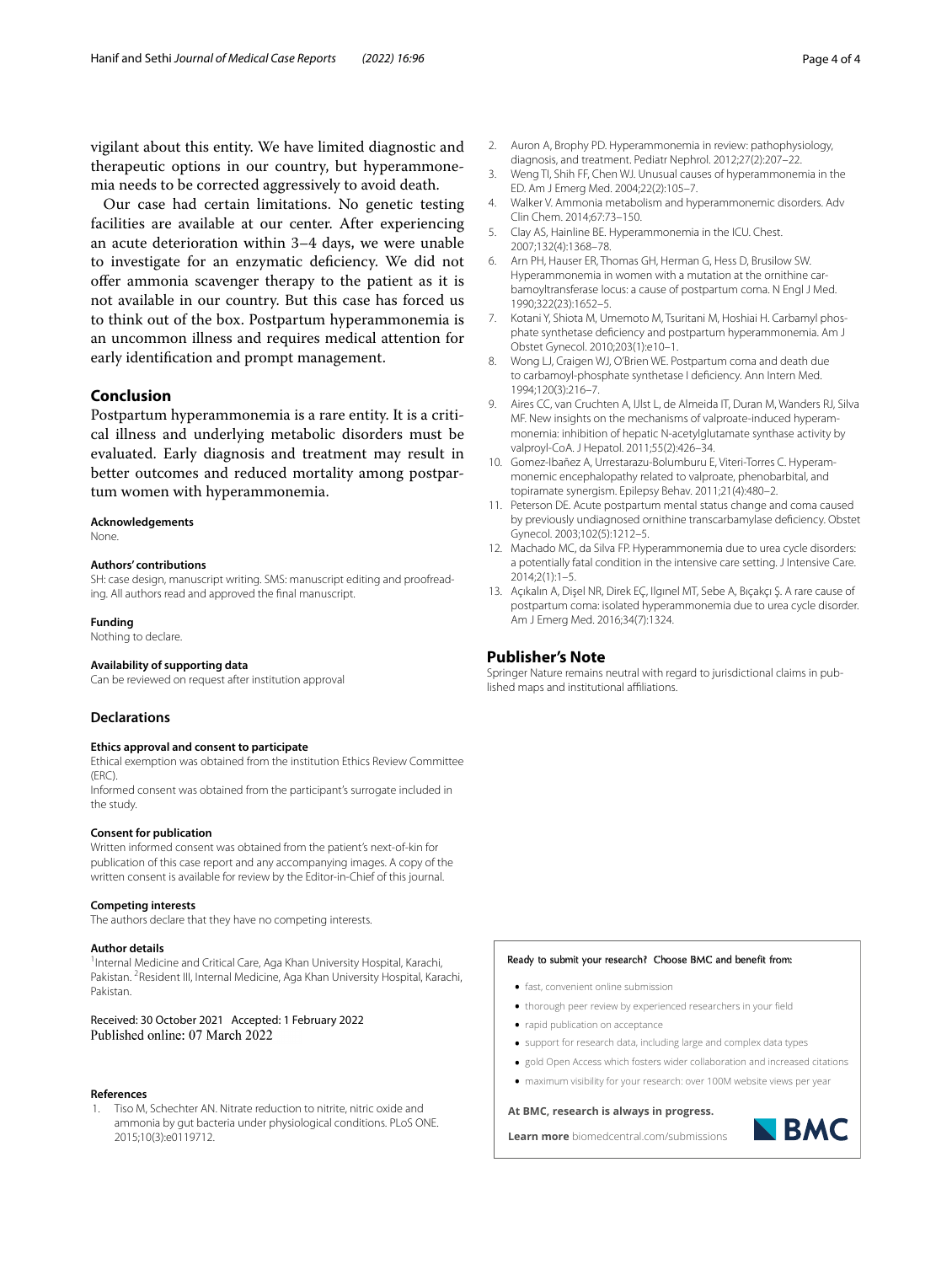vigilant about this entity. We have limited diagnostic and therapeutic options in our country, but hyperammonemia needs to be corrected aggressively to avoid death.

Our case had certain limitations. No genetic testing facilities are available at our center. After experiencing an acute deterioration within 3–4 days, we were unable to investigate for an enzymatic deficiency. We did not offer ammonia scavenger therapy to the patient as it is not available in our country. But this case has forced us to think out of the box. Postpartum hyperammonemia is an uncommon illness and requires medical attention for early identification and prompt management.

## Conclusion

Postpartum hyperammonemia is a rare entity. It is a critical illness and underlying metabolic disorders must be evaluated. Early diagnosis and treatment may result in better outcomes and reduced mortality among postpartum women with hyperammonemia.

**Acknowledgements**
None.

**Authors' contributions**
SH: case design, manuscript writing. SMS: manuscript editing and proofreading. All authors read and approved the final manuscript.

**Funding**
Nothing to declare.

**Availability of supporting data**
Can be reviewed on request after institution approval

### Declarations

**Ethics approval and consent to participate**
Ethical exemption was obtained from the institution Ethics Review Committee (ERC).
Informed consent was obtained from the participant's surrogate included in the study.

**Consent for publication**
Written informed consent was obtained from the patient's next-of-kin for publication of this case report and any accompanying images. A copy of the written consent is available for review by the Editor-in-Chief of this journal.

**Competing interests**
The authors declare that they have no competing interests.

**Author details**
[1]Internal Medicine and Critical Care, Aga Khan University Hospital, Karachi, Pakistan. [2]Resident III, Internal Medicine, Aga Khan University Hospital, Karachi, Pakistan.

Received: 30 October 2021 Accepted: 1 February 2022
Published online: 07 March 2022

**References**

1. Tiso M, Schechter AN. Nitrate reduction to nitrite, nitric oxide and ammonia by gut bacteria under physiological conditions. PLoS ONE. 2015;10(3):e0119712.
2. Auron A, Brophy PD. Hyperammonemia in review: pathophysiology, diagnosis, and treatment. Pediatr Nephrol. 2012;27(2):207–22.
3. Weng TI, Shih FF, Chen WJ. Unusual causes of hyperammonemia in the ED. Am J Emerg Med. 2004;22(2):105–7.
4. Walker V. Ammonia metabolism and hyperammonemic disorders. Adv Clin Chem. 2014;67:73–150.
5. Clay AS, Hainline BE. Hyperammonemia in the ICU. Chest. 2007;132(4):1368–78.
6. Arn PH, Hauser ER, Thomas GH, Herman G, Hess D, Brusilow SW. Hyperammonemia in women with a mutation at the ornithine carbamoyltransferase locus: a cause of postpartum coma. N Engl J Med. 1990;322(23):1652–5.
7. Kotani Y, Shiota M, Umemoto M, Tsuritani M, Hoshiai H. Carbamyl phosphate synthetase deficiency and postpartum hyperammonemia. Am J Obstet Gynecol. 2010;203(1):e10–1.
8. Wong LJ, Craigen WJ, O'Brien WE. Postpartum coma and death due to carbamoyl-phosphate synthetase I deficiency. Ann Intern Med. 1994;120(3):216–7.
9. Aires CC, van Cruchten A, IJlst L, de Almeida IT, Duran M, Wanders RJ, Silva MF. New insights on the mechanisms of valproate-induced hyperammonemia: inhibition of hepatic N-acetylglutamate synthase activity by valproyl-CoA. J Hepatol. 2011;55(2):426–34.
10. Gomez-Ibañez A, Urrestarazu-Bolumburu E, Viteri-Torres C. Hyperammonemic encephalopathy related to valproate, phenobarbital, and topiramate synergism. Epilepsy Behav. 2011;21(4):480–2.
11. Peterson DE. Acute postpartum mental status change and coma caused by previously undiagnosed ornithine transcarbamylase deficiency. Obstet Gynecol. 2003;102(5):1212–5.
12. Machado MC, da Silva FP. Hyperammonemia due to urea cycle disorders: a potentially fatal condition in the intensive care setting. J Intensive Care. 2014;2(1):1–5.
13. Açıkalın A, Dişel NR, Direk EÇ, Ilgınel MT, Sebe A, Bıçakçı Ş. A rare cause of postpartum coma: isolated hyperammonemia due to urea cycle disorder. Am J Emerg Med. 2016;34(7):1324.

## Publisher's Note

Springer Nature remains neutral with regard to jurisdictional claims in published maps and institutional affiliations.

Ready to submit your research? Choose BMC and benefit from:

- fast, convenient online submission
- thorough peer review by experienced researchers in your field
- rapid publication on acceptance
- support for research data, including large and complex data types
- gold Open Access which fosters wider collaboration and increased citations
- maximum visibility for your research: over 100M website views per year

**At BMC, research is always in progress.**

**Learn more** biomedcentral.com/submissions

BMC